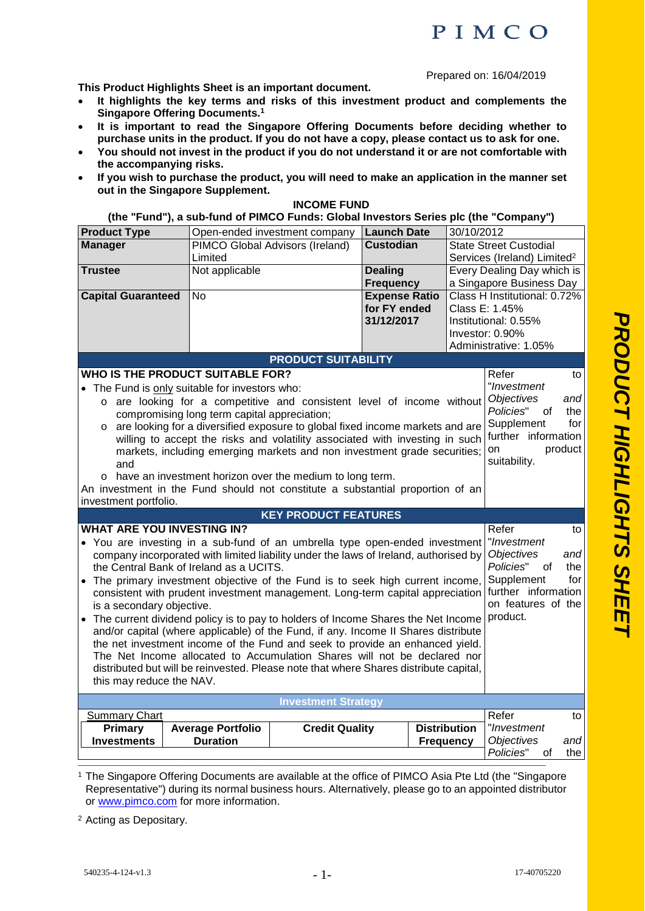PIMCO

Prepared on: 16/04/2019

**This Product Highlights Sheet is an important document.**

- **It highlights the key terms and risks of this investment product and complements the Singapore Offering Documents.[1]**
- **It is important to read the Singapore Offering Documents before deciding whether to purchase units in the product. If you do not have a copy, please contact us to ask for one.**
- **You should not invest in the product if you do not understand it or are not comfortable with the accompanying risks.**
- **If you wish to purchase the product, you will need to make an application in the manner set out in the Singapore Supplement.**

**INCOME FUND**

**(the "Fund"), a sub-fund of PIMCO Funds: Global Investors Series plc (the "Company")**

| **Product Type** | Open-ended investment company | **Launch Date** | 30/10/2012 |
|---|---|---|---|
| **Manager** | PIMCO Global Advisors (Ireland) Limited | **Custodian** | State Street Custodial Services (Ireland) Limited[2] |
| **Trustee** | Not applicable | **Dealing Frequency** | Every Dealing Day which is a Singapore Business Day |
| **Capital Guaranteed** | No | **Expense Ratio for FY ended 31/12/2017** | Class H Institutional: 0.72%<br>Class E: 1.45%<br>Institutional: 0.55%<br>Investor: 0.90%<br>Administrative: 1.05% |

## PRODUCT SUITABILITY

| | |
|---|---|
| **WHO IS THE PRODUCT SUITABLE FOR?**<br>• The Fund is only suitable for investors who:<br>o are looking for a competitive and consistent level of income without compromising long term capital appreciation;<br>o are looking for a diversified exposure to global fixed income markets and are willing to accept the risks and volatility associated with investing in such markets, including emerging markets and non investment grade securities; and<br>o have an investment horizon over the medium to long term.<br>An investment in the Fund should not constitute a substantial proportion of an investment portfolio. | Refer to "*Investment Objectives and Policies*" of the Supplement for further information on product suitability. |

## KEY PRODUCT FEATURES

| | |
|---|---|
| **WHAT ARE YOU INVESTING IN?**<br>• You are investing in a sub-fund of an umbrella type open-ended investment company incorporated with limited liability under the laws of Ireland, authorised by the Central Bank of Ireland as a UCITS.<br>• The primary investment objective of the Fund is to seek high current income, consistent with prudent investment management. Long-term capital appreciation is a secondary objective.<br>• The current dividend policy is to pay to holders of Income Shares the Net Income and/or capital (where applicable) of the Fund, if any. Income II Shares distribute the net investment income of the Fund and seek to provide an enhanced yield. The Net Income allocated to Accumulation Shares will not be declared nor distributed but will be reinvested. Please note that where Shares distribute capital, this may reduce the NAV. | Refer to "*Investment Objectives and Policies*" of the Supplement for further information on features of the product. |

### Investment Strategy

Summary Chart

| Primary Investments | Average Portfolio Duration | Credit Quality | Distribution Frequency |
|---|---|---|---|

Refer to "*Investment Objectives and Policies*" of the

[1] The Singapore Offering Documents are available at the office of PIMCO Asia Pte Ltd (the "Singapore Representative") during its normal business hours. Alternatively, please go to an appointed distributor or www.pimco.com for more information.

[2] Acting as Depositary.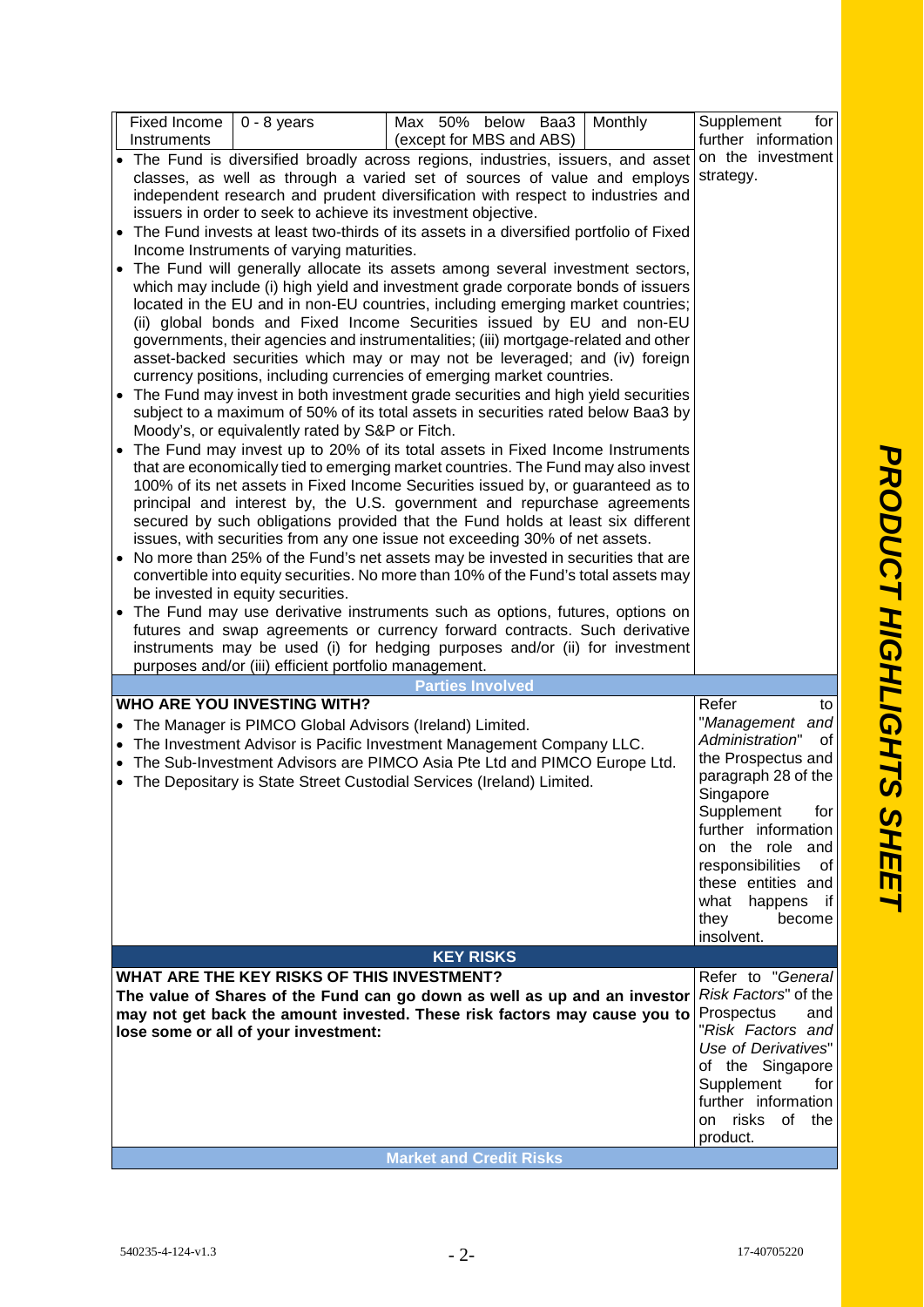| Fixed Income Instruments | 0 - 8 years | Max 50% below Baa3 (except for MBS and ABS) | Monthly |
|---|---|---|---|

- The Fund is diversified broadly across regions, industries, issuers, and asset classes, as well as through a varied set of sources of value and employs independent research and prudent diversification with respect to industries and issuers in order to seek to achieve its investment objective.
- The Fund invests at least two-thirds of its assets in a diversified portfolio of Fixed Income Instruments of varying maturities.
- The Fund will generally allocate its assets among several investment sectors, which may include (i) high yield and investment grade corporate bonds of issuers located in the EU and in non-EU countries, including emerging market countries; (ii) global bonds and Fixed Income Securities issued by EU and non-EU governments, their agencies and instrumentalities; (iii) mortgage-related and other asset-backed securities which may or may not be leveraged; and (iv) foreign currency positions, including currencies of emerging market countries.
- The Fund may invest in both investment grade securities and high yield securities subject to a maximum of 50% of its total assets in securities rated below Baa3 by Moody's, or equivalently rated by S&P or Fitch.
- The Fund may invest up to 20% of its total assets in Fixed Income Instruments that are economically tied to emerging market countries. The Fund may also invest 100% of its net assets in Fixed Income Securities issued by, or guaranteed as to principal and interest by, the U.S. government and repurchase agreements secured by such obligations provided that the Fund holds at least six different issues, with securities from any one issue not exceeding 30% of net assets.
- No more than 25% of the Fund's net assets may be invested in securities that are convertible into equity securities. No more than 10% of the Fund's total assets may be invested in equity securities.
- The Fund may use derivative instruments such as options, futures, options on futures and swap agreements or currency forward contracts. Such derivative instruments may be used (i) for hedging purposes and/or (ii) for investment purposes and/or (iii) efficient portfolio management.

Supplement for further information on the investment strategy.

## Parties Involved

**WHO ARE YOU INVESTING WITH?**

- The Manager is PIMCO Global Advisors (Ireland) Limited.
- The Investment Advisor is Pacific Investment Management Company LLC.
- The Sub-Investment Advisors are PIMCO Asia Pte Ltd and PIMCO Europe Ltd.
- The Depositary is State Street Custodial Services (Ireland) Limited.

Refer to "*Management and Administration*" of the Prospectus and paragraph 28 of the Singapore Supplement for further information on the role and responsibilities of these entities and what happens if they become insolvent.

## KEY RISKS

**WHAT ARE THE KEY RISKS OF THIS INVESTMENT?**

**The value of Shares of the Fund can go down as well as up and an investor may not get back the amount invested. These risk factors may cause you to lose some or all of your investment:**

Refer to "*General Risk Factors*" of the Prospectus and "*Risk Factors and Use of Derivatives*" of the Singapore Supplement for further information on risks of the product.

### Market and Credit Risks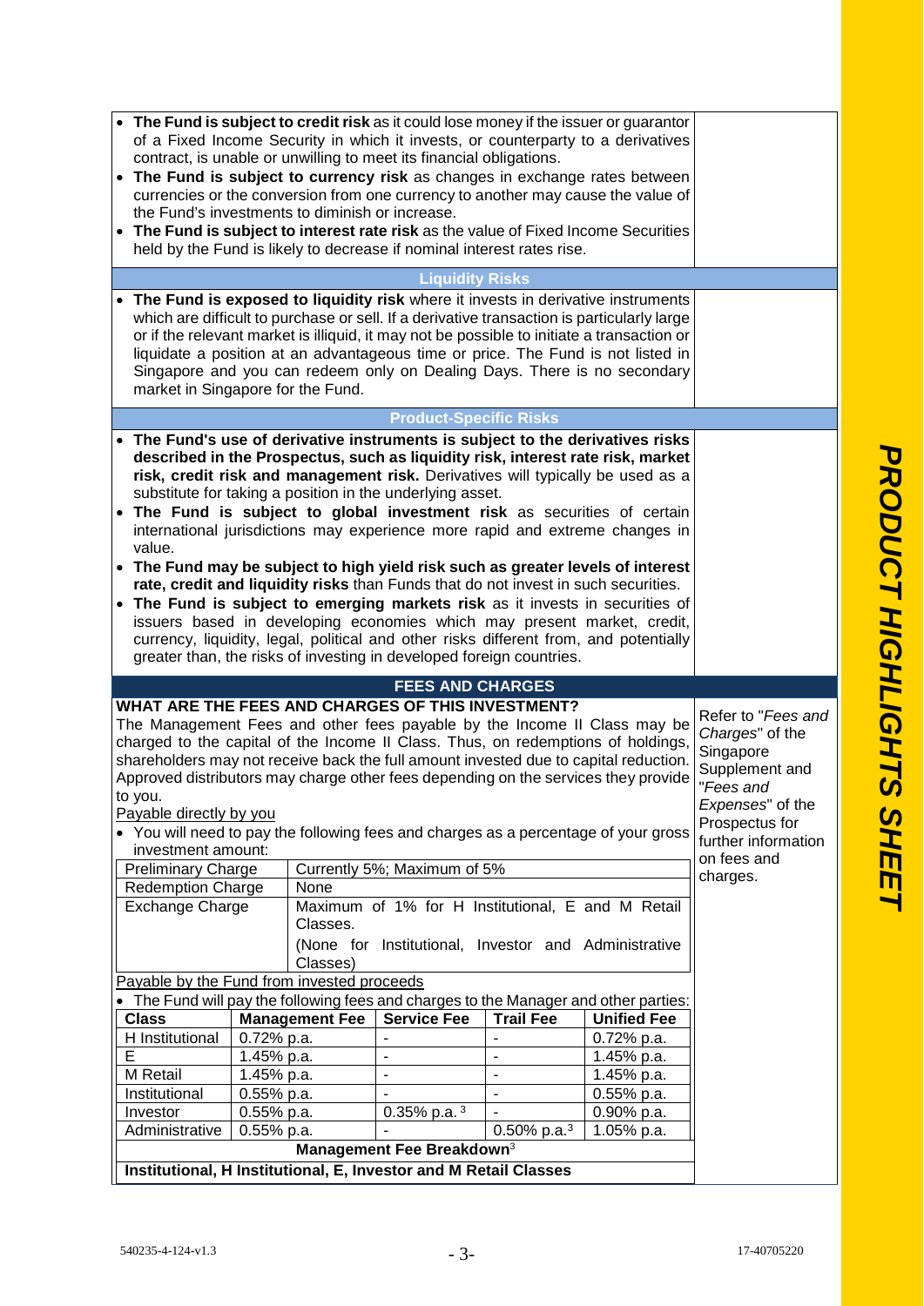- **The Fund is subject to credit risk** as it could lose money if the issuer or guarantor of a Fixed Income Security in which it invests, or counterparty to a derivatives contract, is unable or unwilling to meet its financial obligations.
- **The Fund is subject to currency risk** as changes in exchange rates between currencies or the conversion from one currency to another may cause the value of the Fund's investments to diminish or increase.
- **The Fund is subject to interest rate risk** as the value of Fixed Income Securities held by the Fund is likely to decrease if nominal interest rates rise.

### Liquidity Risks

- **The Fund is exposed to liquidity risk** where it invests in derivative instruments which are difficult to purchase or sell. If a derivative transaction is particularly large or if the relevant market is illiquid, it may not be possible to initiate a transaction or liquidate a position at an advantageous time or price. The Fund is not listed in Singapore and you can redeem only on Dealing Days. There is no secondary market in Singapore for the Fund.

### Product-Specific Risks

- **The Fund's use of derivative instruments is subject to the derivatives risks described in the Prospectus, such as liquidity risk, interest rate risk, market risk, credit risk and management risk.** Derivatives will typically be used as a substitute for taking a position in the underlying asset.
- **The Fund is subject to global investment risk** as securities of certain international jurisdictions may experience more rapid and extreme changes in value.
- **The Fund may be subject to high yield risk such as greater levels of interest rate, credit and liquidity risks** than Funds that do not invest in such securities.
- **The Fund is subject to emerging markets risk** as it invests in securities of issuers based in developing economies which may present market, credit, currency, liquidity, legal, political and other risks different from, and potentially greater than, the risks of investing in developed foreign countries.

## FEES AND CHARGES

**WHAT ARE THE FEES AND CHARGES OF THIS INVESTMENT?**

The Management Fees and other fees payable by the Income II Class may be charged to the capital of the Income II Class. Thus, on redemptions of holdings, shareholders may not receive back the full amount invested due to capital reduction. Approved distributors may charge other fees depending on the services they provide to you.

Refer to "*Fees and Charges*" of the Singapore Supplement and "*Fees and Expenses*" of the Prospectus for further information on fees and charges.

Payable directly by you

- You will need to pay the following fees and charges as a percentage of your gross investment amount:

| | |
|---|---|
| Preliminary Charge | Currently 5%; Maximum of 5% |
| Redemption Charge | None |
| Exchange Charge | Maximum of 1% for H Institutional, E and M Retail Classes.<br>(None for Institutional, Investor and Administrative Classes) |

Payable by the Fund from invested proceeds

- The Fund will pay the following fees and charges to the Manager and other parties:

| Class | Management Fee | Service Fee | Trail Fee | Unified Fee |
|---|---|---|---|---|
| H Institutional | 0.72% p.a. | - | - | 0.72% p.a. |
| E | 1.45% p.a. | - | - | 1.45% p.a. |
| M Retail | 1.45% p.a. | - | - | 1.45% p.a. |
| Institutional | 0.55% p.a. | - | - | 0.55% p.a. |
| Investor | 0.55% p.a. | 0.35% p.a. [3] | - | 0.90% p.a. |
| Administrative | 0.55% p.a. | - | 0.50% p.a.[3] | 1.05% p.a. |

**Management Fee Breakdown**[3]

**Institutional, H Institutional, E, Investor and M Retail Classes**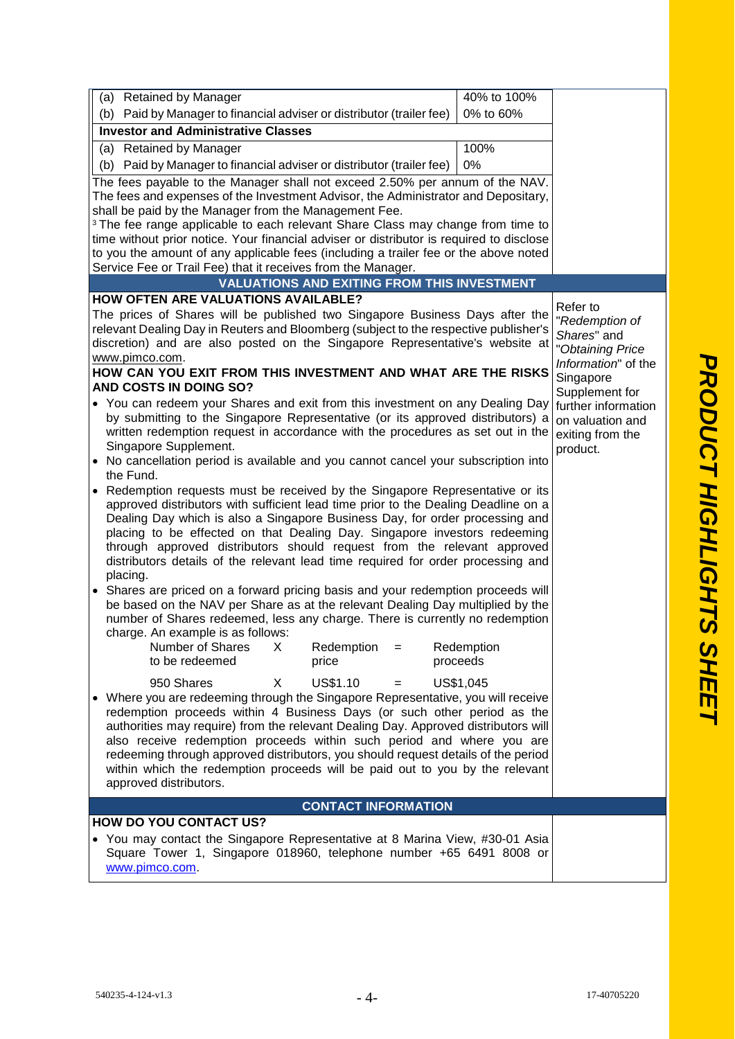| | | |
|---|---|---|
| (a) Retained by Manager | 40% to 100% | |
| (b) Paid by Manager to financial adviser or distributor (trailer fee) | 0% to 60% | |
| **Investor and Administrative Classes** | | |
| (a) Retained by Manager | 100% | |
| (b) Paid by Manager to financial adviser or distributor (trailer fee) | 0% | |

The fees payable to the Manager shall not exceed 2.50% per annum of the NAV. The fees and expenses of the Investment Advisor, the Administrator and Depositary, shall be paid by the Manager from the Management Fee.

[3] The fee range applicable to each relevant Share Class may change from time to time without prior notice. Your financial adviser or distributor is required to disclose to you the amount of any applicable fees (including a trailer fee or the above noted Service Fee or Trail Fee) that it receives from the Manager.

## VALUATIONS AND EXITING FROM THIS INVESTMENT

### HOW OFTEN ARE VALUATIONS AVAILABLE?

The prices of Shares will be published two Singapore Business Days after the relevant Dealing Day in Reuters and Bloomberg (subject to the respective publisher's discretion) and are also posted on the Singapore Representative's website at www.pimco.com.

### HOW CAN YOU EXIT FROM THIS INVESTMENT AND WHAT ARE THE RISKS AND COSTS IN DOING SO?

- You can redeem your Shares and exit from this investment on any Dealing Day by submitting to the Singapore Representative (or its approved distributors) a written redemption request in accordance with the procedures as set out in the Singapore Supplement.
- No cancellation period is available and you cannot cancel your subscription into the Fund.
- Redemption requests must be received by the Singapore Representative or its approved distributors with sufficient lead time prior to the Dealing Deadline on a Dealing Day which is also a Singapore Business Day, for order processing and placing to be effected on that Dealing Day. Singapore investors redeeming through approved distributors should request from the relevant approved distributors details of the relevant lead time required for order processing and placing.
- Shares are priced on a forward pricing basis and your redemption proceeds will be based on the NAV per Share as at the relevant Dealing Day multiplied by the number of Shares redeemed, less any charge. There is currently no redemption charge. An example is as follows:

| Number of Shares to be redeemed | X | Redemption price | = | Redemption proceeds |
|---|---|---|---|---|
| 950 Shares | X | US$1.10 | = | US$1,045 |

- Where you are redeeming through the Singapore Representative, you will receive redemption proceeds within 4 Business Days (or such other period as the authorities may require) from the relevant Dealing Day. Approved distributors will also receive redemption proceeds within such period and where you are redeeming through approved distributors, you should request details of the period within which the redemption proceeds will be paid out to you by the relevant approved distributors.

Refer to "*Redemption of Shares*" and "*Obtaining Price Information*" of the Singapore Supplement for further information on valuation and exiting from the product.

## CONTACT INFORMATION

### HOW DO YOU CONTACT US?

- You may contact the Singapore Representative at 8 Marina View, #30-01 Asia Square Tower 1, Singapore 018960, telephone number +65 6491 8008 or www.pimco.com.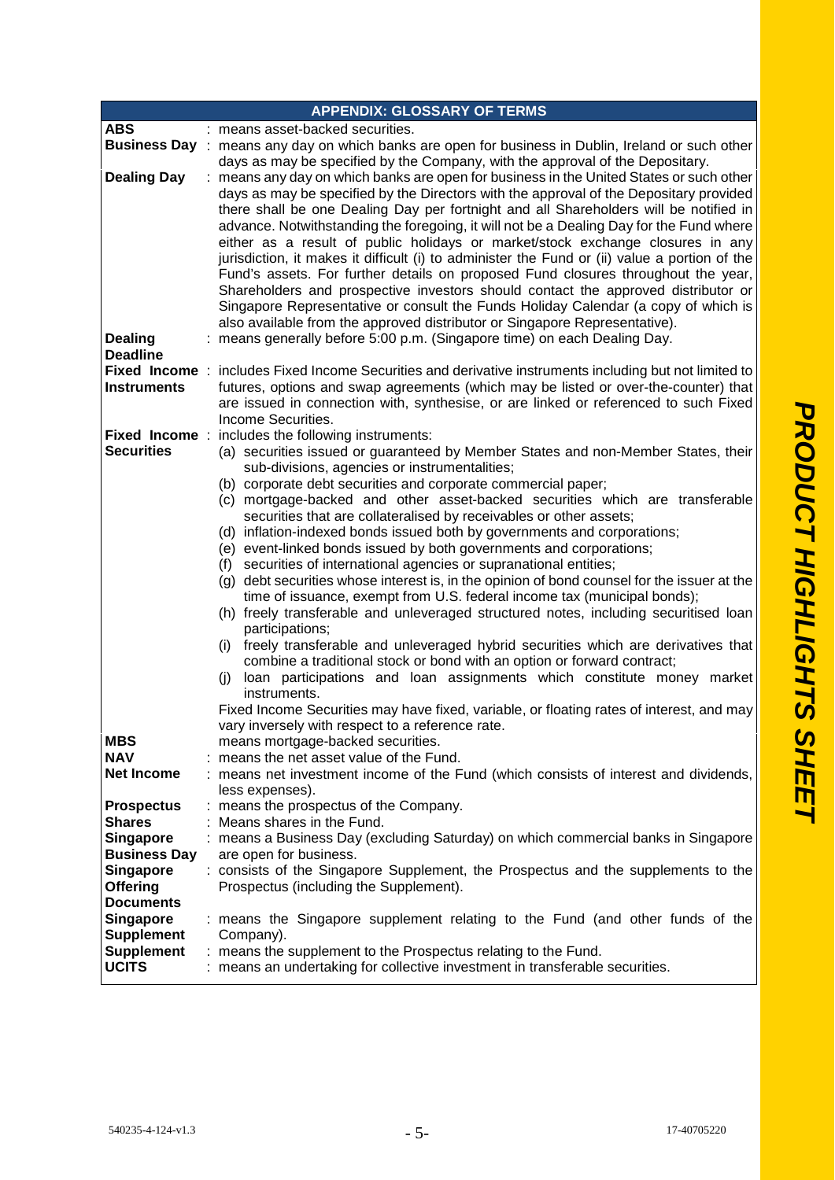## APPENDIX: GLOSSARY OF TERMS

| | |
|---|---|
| **ABS** | : means asset-backed securities. |
| **Business Day** | : means any day on which banks are open for business in Dublin, Ireland or such other days as may be specified by the Company, with the approval of the Depositary. |
| **Dealing Day** | : means any day on which banks are open for business in the United States or such other days as may be specified by the Directors with the approval of the Depositary provided there shall be one Dealing Day per fortnight and all Shareholders will be notified in advance. Notwithstanding the foregoing, it will not be a Dealing Day for the Fund where either as a result of public holidays or market/stock exchange closures in any jurisdiction, it makes it difficult (i) to administer the Fund or (ii) value a portion of the Fund's assets. For further details on proposed Fund closures throughout the year, Shareholders and prospective investors should contact the approved distributor or Singapore Representative or consult the Funds Holiday Calendar (a copy of which is also available from the approved distributor or Singapore Representative). |
| **Dealing Deadline** | : means generally before 5:00 p.m. (Singapore time) on each Dealing Day. |
| **Fixed Income Instruments** | : includes Fixed Income Securities and derivative instruments including but not limited to futures, options and swap agreements (which may be listed or over-the-counter) that are issued in connection with, synthesise, or are linked or referenced to such Fixed Income Securities. |
| **Fixed Income Securities** | : includes the following instruments:<br>(a) securities issued or guaranteed by Member States and non-Member States, their sub-divisions, agencies or instrumentalities;<br>(b) corporate debt securities and corporate commercial paper;<br>(c) mortgage-backed and other asset-backed securities which are transferable securities that are collateralised by receivables or other assets;<br>(d) inflation-indexed bonds issued both by governments and corporations;<br>(e) event-linked bonds issued by both governments and corporations;<br>(f) securities of international agencies or supranational entities;<br>(g) debt securities whose interest is, in the opinion of bond counsel for the issuer at the time of issuance, exempt from U.S. federal income tax (municipal bonds);<br>(h) freely transferable and unleveraged structured notes, including securitised loan participations;<br>(i) freely transferable and unleveraged hybrid securities which are derivatives that combine a traditional stock or bond with an option or forward contract;<br>(j) loan participations and loan assignments which constitute money market instruments.<br>Fixed Income Securities may have fixed, variable, or floating rates of interest, and may vary inversely with respect to a reference rate. |
| **MBS** | means mortgage-backed securities. |
| **NAV** | : means the net asset value of the Fund. |
| **Net Income** | : means net investment income of the Fund (which consists of interest and dividends, less expenses). |
| **Prospectus** | : means the prospectus of the Company. |
| **Shares** | : Means shares in the Fund. |
| **Singapore Business Day** | : means a Business Day (excluding Saturday) on which commercial banks in Singapore are open for business. |
| **Singapore Offering Documents** | : consists of the Singapore Supplement, the Prospectus and the supplements to the Prospectus (including the Supplement). |
| **Singapore Supplement** | : means the Singapore supplement relating to the Fund (and other funds of the Company). |
| **Supplement** | : means the supplement to the Prospectus relating to the Fund. |
| **UCITS** | : means an undertaking for collective investment in transferable securities. |